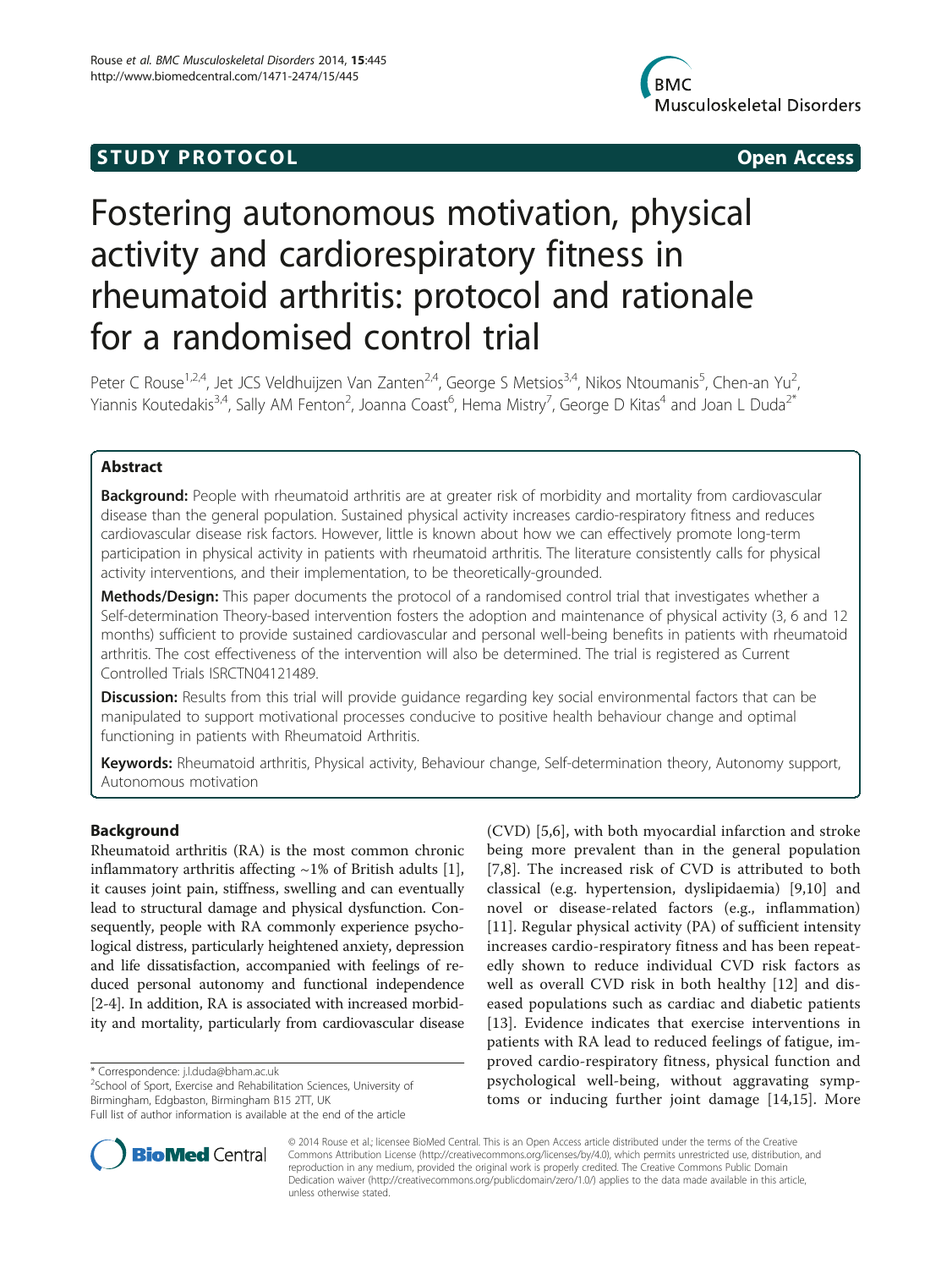STUDY PROTOCOL Open Access

# Fostering autonomous motivation, physical activity and cardiorespiratory fitness in rheumatoid arthritis: protocol and rationale for a randomised control trial

Peter C Rouse[1,2,4], Jet JCS Veldhuijzen Van Zanten[2,4], George S Metsios[3,4], Nikos Ntoumanis[5], Chen-an Yu[2], Yiannis Koutedakis[3,4], Sally AM Fenton[2], Joanna Coast[6], Hema Mistry[7], George D Kitas[4] and Joan L Duda[2*]

## Abstract

**Background:** People with rheumatoid arthritis are at greater risk of morbidity and mortality from cardiovascular disease than the general population. Sustained physical activity increases cardio-respiratory fitness and reduces cardiovascular disease risk factors. However, little is known about how we can effectively promote long-term participation in physical activity in patients with rheumatoid arthritis. The literature consistently calls for physical activity interventions, and their implementation, to be theoretically-grounded.

**Methods/Design:** This paper documents the protocol of a randomised control trial that investigates whether a Self-determination Theory-based intervention fosters the adoption and maintenance of physical activity (3, 6 and 12 months) sufficient to provide sustained cardiovascular and personal well-being benefits in patients with rheumatoid arthritis. The cost effectiveness of the intervention will also be determined. The trial is registered as Current Controlled Trials ISRCTN04121489.

**Discussion:** Results from this trial will provide guidance regarding key social environmental factors that can be manipulated to support motivational processes conducive to positive health behaviour change and optimal functioning in patients with Rheumatoid Arthritis.

**Keywords:** Rheumatoid arthritis, Physical activity, Behaviour change, Self-determination theory, Autonomy support, Autonomous motivation

## Background

Rheumatoid arthritis (RA) is the most common chronic inflammatory arthritis affecting ~1% of British adults [1], it causes joint pain, stiffness, swelling and can eventually lead to structural damage and physical dysfunction. Consequently, people with RA commonly experience psychological distress, particularly heightened anxiety, depression and life dissatisfaction, accompanied with feelings of reduced personal autonomy and functional independence [2-4]. In addition, RA is associated with increased morbidity and mortality, particularly from cardiovascular disease (CVD) [5,6], with both myocardial infarction and stroke being more prevalent than in the general population [7,8]. The increased risk of CVD is attributed to both classical (e.g. hypertension, dyslipidaemia) [9,10] and novel or disease-related factors (e.g., inflammation) [11]. Regular physical activity (PA) of sufficient intensity increases cardio-respiratory fitness and has been repeatedly shown to reduce individual CVD risk factors as well as overall CVD risk in both healthy [12] and diseased populations such as cardiac and diabetic patients [13]. Evidence indicates that exercise interventions in patients with RA lead to reduced feelings of fatigue, improved cardio-respiratory fitness, physical function and psychological well-being, without aggravating symptoms or inducing further joint damage [14,15]. More

\* Correspondence: j.l.duda@bham.ac.uk
[2]School of Sport, Exercise and Rehabilitation Sciences, University of Birmingham, Edgbaston, Birmingham B15 2TT, UK
Full list of author information is available at the end of the article

© 2014 Rouse et al.; licensee BioMed Central. This is an Open Access article distributed under the terms of the Creative Commons Attribution License (http://creativecommons.org/licenses/by/4.0), which permits unrestricted use, distribution, and reproduction in any medium, provided the original work is properly credited. The Creative Commons Public Domain Dedication waiver (http://creativecommons.org/publicdomain/zero/1.0/) applies to the data made available in this article, unless otherwise stated.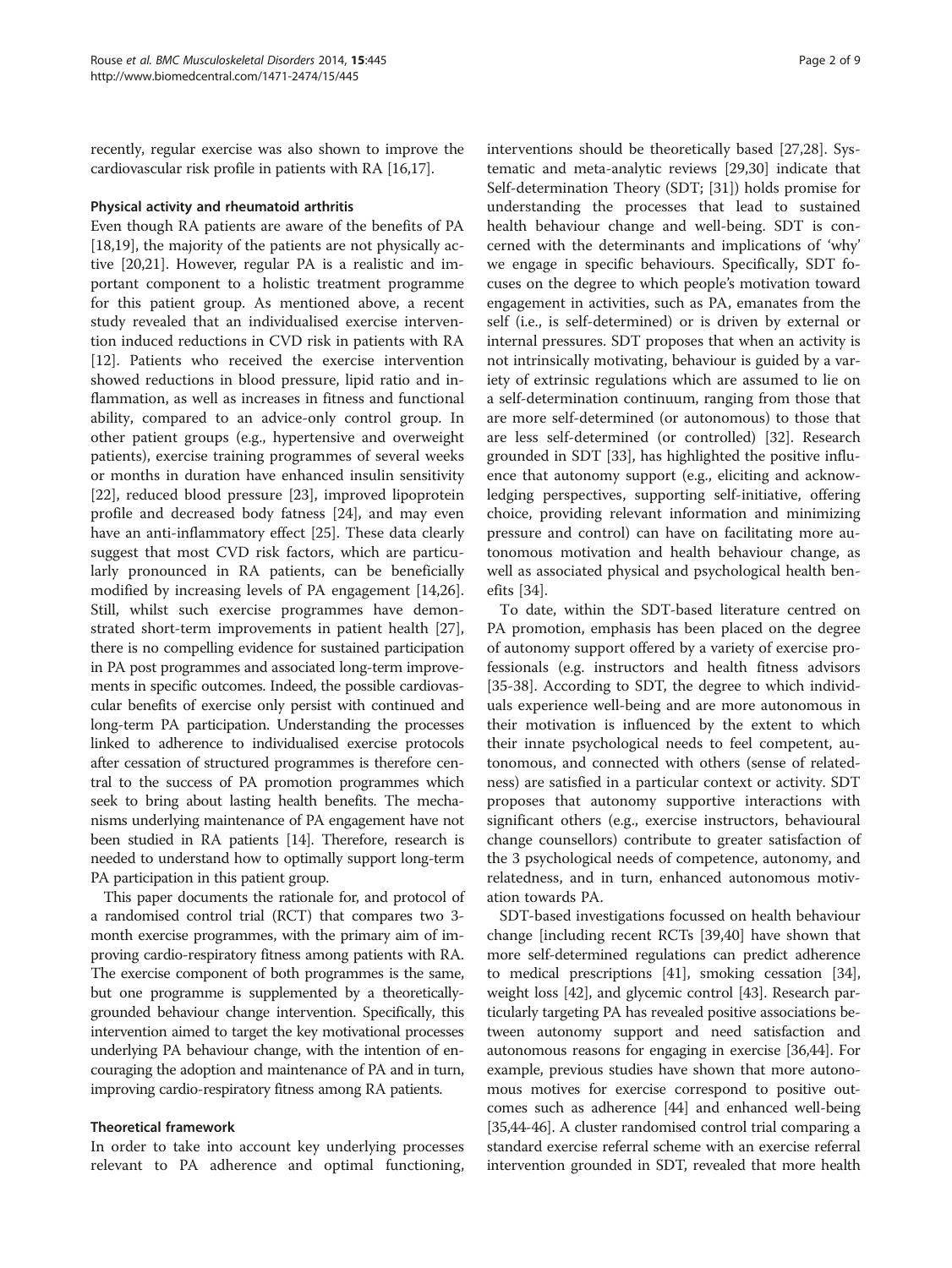recently, regular exercise was also shown to improve the cardiovascular risk profile in patients with RA [16,17].

### Physical activity and rheumatoid arthritis

Even though RA patients are aware of the benefits of PA [18,19], the majority of the patients are not physically active [20,21]. However, regular PA is a realistic and important component to a holistic treatment programme for this patient group. As mentioned above, a recent study revealed that an individualised exercise intervention induced reductions in CVD risk in patients with RA [12]. Patients who received the exercise intervention showed reductions in blood pressure, lipid ratio and inflammation, as well as increases in fitness and functional ability, compared to an advice-only control group. In other patient groups (e.g., hypertensive and overweight patients), exercise training programmes of several weeks or months in duration have enhanced insulin sensitivity [22], reduced blood pressure [23], improved lipoprotein profile and decreased body fatness [24], and may even have an anti-inflammatory effect [25]. These data clearly suggest that most CVD risk factors, which are particularly pronounced in RA patients, can be beneficially modified by increasing levels of PA engagement [14,26]. Still, whilst such exercise programmes have demonstrated short-term improvements in patient health [27], there is no compelling evidence for sustained participation in PA post programmes and associated long-term improvements in specific outcomes. Indeed, the possible cardiovascular benefits of exercise only persist with continued and long-term PA participation. Understanding the processes linked to adherence to individualised exercise protocols after cessation of structured programmes is therefore central to the success of PA promotion programmes which seek to bring about lasting health benefits. The mechanisms underlying maintenance of PA engagement have not been studied in RA patients [14]. Therefore, research is needed to understand how to optimally support long-term PA participation in this patient group.

This paper documents the rationale for, and protocol of a randomised control trial (RCT) that compares two 3-month exercise programmes, with the primary aim of improving cardio-respiratory fitness among patients with RA. The exercise component of both programmes is the same, but one programme is supplemented by a theoretically-grounded behaviour change intervention. Specifically, this intervention aimed to target the key motivational processes underlying PA behaviour change, with the intention of encouraging the adoption and maintenance of PA and in turn, improving cardio-respiratory fitness among RA patients.

### Theoretical framework

In order to take into account key underlying processes relevant to PA adherence and optimal functioning, interventions should be theoretically based [27,28]. Systematic and meta-analytic reviews [29,30] indicate that Self-determination Theory (SDT; [31]) holds promise for understanding the processes that lead to sustained health behaviour change and well-being. SDT is concerned with the determinants and implications of 'why' we engage in specific behaviours. Specifically, SDT focuses on the degree to which people's motivation toward engagement in activities, such as PA, emanates from the self (i.e., is self-determined) or is driven by external or internal pressures. SDT proposes that when an activity is not intrinsically motivating, behaviour is guided by a variety of extrinsic regulations which are assumed to lie on a self-determination continuum, ranging from those that are more self-determined (or autonomous) to those that are less self-determined (or controlled) [32]. Research grounded in SDT [33], has highlighted the positive influence that autonomy support (e.g., eliciting and acknowledging perspectives, supporting self-initiative, offering choice, providing relevant information and minimizing pressure and control) can have on facilitating more autonomous motivation and health behaviour change, as well as associated physical and psychological health benefits [34].

To date, within the SDT-based literature centred on PA promotion, emphasis has been placed on the degree of autonomy support offered by a variety of exercise professionals (e.g. instructors and health fitness advisors [35-38]. According to SDT, the degree to which individuals experience well-being and are more autonomous in their motivation is influenced by the extent to which their innate psychological needs to feel competent, autonomous, and connected with others (sense of relatedness) are satisfied in a particular context or activity. SDT proposes that autonomy supportive interactions with significant others (e.g., exercise instructors, behavioural change counsellors) contribute to greater satisfaction of the 3 psychological needs of competence, autonomy, and relatedness, and in turn, enhanced autonomous motivation towards PA.

SDT-based investigations focussed on health behaviour change [including recent RCTs [39,40] have shown that more self-determined regulations can predict adherence to medical prescriptions [41], smoking cessation [34], weight loss [42], and glycemic control [43]. Research particularly targeting PA has revealed positive associations between autonomy support and need satisfaction and autonomous reasons for engaging in exercise [36,44]. For example, previous studies have shown that more autonomous motives for exercise correspond to positive outcomes such as adherence [44] and enhanced well-being [35,44-46]. A cluster randomised control trial comparing a standard exercise referral scheme with an exercise referral intervention grounded in SDT, revealed that more health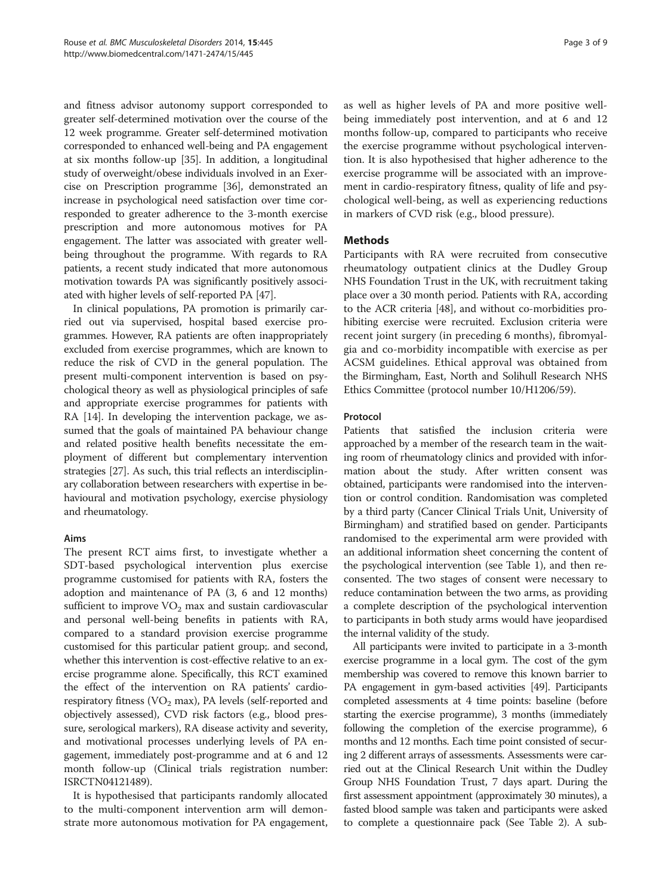and fitness advisor autonomy support corresponded to greater self-determined motivation over the course of the 12 week programme. Greater self-determined motivation corresponded to enhanced well-being and PA engagement at six months follow-up [35]. In addition, a longitudinal study of overweight/obese individuals involved in an Exercise on Prescription programme [36], demonstrated an increase in psychological need satisfaction over time corresponded to greater adherence to the 3-month exercise prescription and more autonomous motives for PA engagement. The latter was associated with greater well-being throughout the programme. With regards to RA patients, a recent study indicated that more autonomous motivation towards PA was significantly positively associated with higher levels of self-reported PA [47].

In clinical populations, PA promotion is primarily carried out via supervised, hospital based exercise programmes. However, RA patients are often inappropriately excluded from exercise programmes, which are known to reduce the risk of CVD in the general population. The present multi-component intervention is based on psychological theory as well as physiological principles of safe and appropriate exercise programmes for patients with RA [14]. In developing the intervention package, we assumed that the goals of maintained PA behaviour change and related positive health benefits necessitate the employment of different but complementary intervention strategies [27]. As such, this trial reflects an interdisciplinary collaboration between researchers with expertise in behavioural and motivation psychology, exercise physiology and rheumatology.

### Aims

The present RCT aims first, to investigate whether a SDT-based psychological intervention plus exercise programme customised for patients with RA, fosters the adoption and maintenance of PA (3, 6 and 12 months) sufficient to improve $VO_2$ max and sustain cardiovascular and personal well-being benefits in patients with RA, compared to a standard provision exercise programme customised for this particular patient group;. and second, whether this intervention is cost-effective relative to an exercise programme alone. Specifically, this RCT examined the effect of the intervention on RA patients' cardio-respiratory fitness ($VO_2$ max), PA levels (self-reported and objectively assessed), CVD risk factors (e.g., blood pressure, serological markers), RA disease activity and severity, and motivational processes underlying levels of PA engagement, immediately post-programme and at 6 and 12 month follow-up (Clinical trials registration number: ISRCTN04121489).

It is hypothesised that participants randomly allocated to the multi-component intervention arm will demonstrate more autonomous motivation for PA engagement, as well as higher levels of PA and more positive well-being immediately post intervention, and at 6 and 12 months follow-up, compared to participants who receive the exercise programme without psychological intervention. It is also hypothesised that higher adherence to the exercise programme will be associated with an improvement in cardio-respiratory fitness, quality of life and psychological well-being, as well as experiencing reductions in markers of CVD risk (e.g., blood pressure).

## Methods

Participants with RA were recruited from consecutive rheumatology outpatient clinics at the Dudley Group NHS Foundation Trust in the UK, with recruitment taking place over a 30 month period. Patients with RA, according to the ACR criteria [48], and without co-morbidities prohibiting exercise were recruited. Exclusion criteria were recent joint surgery (in preceding 6 months), fibromyalgia and co-morbidity incompatible with exercise as per ACSM guidelines. Ethical approval was obtained from the Birmingham, East, North and Solihull Research NHS Ethics Committee (protocol number 10/H1206/59).

### Protocol

Patients that satisfied the inclusion criteria were approached by a member of the research team in the waiting room of rheumatology clinics and provided with information about the study. After written consent was obtained, participants were randomised into the intervention or control condition. Randomisation was completed by a third party (Cancer Clinical Trials Unit, University of Birmingham) and stratified based on gender. Participants randomised to the experimental arm were provided with an additional information sheet concerning the content of the psychological intervention (see Table 1), and then re-consented. The two stages of consent were necessary to reduce contamination between the two arms, as providing a complete description of the psychological intervention to participants in both study arms would have jeopardised the internal validity of the study.

All participants were invited to participate in a 3-month exercise programme in a local gym. The cost of the gym membership was covered to remove this known barrier to PA engagement in gym-based activities [49]. Participants completed assessments at 4 time points: baseline (before starting the exercise programme), 3 months (immediately following the completion of the exercise programme), 6 months and 12 months. Each time point consisted of securing 2 different arrays of assessments. Assessments were carried out at the Clinical Research Unit within the Dudley Group NHS Foundation Trust, 7 days apart. During the first assessment appointment (approximately 30 minutes), a fasted blood sample was taken and participants were asked to complete a questionnaire pack (See Table 2). A sub-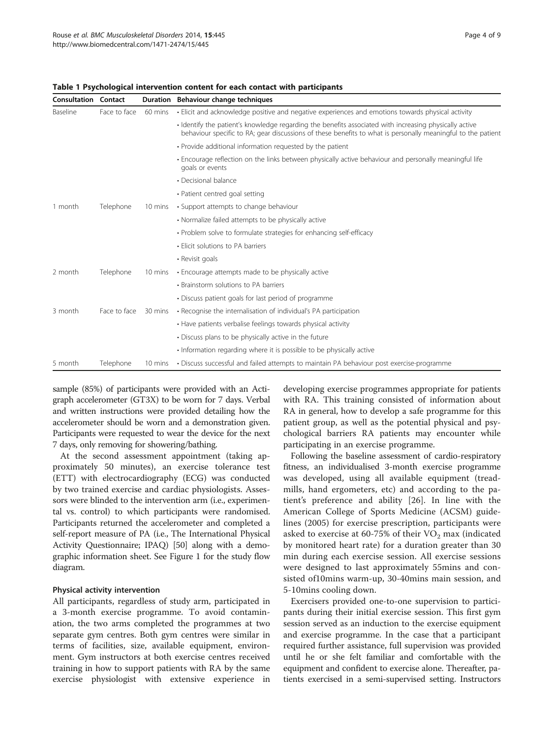**Table 1 Psychological intervention content for each contact with participants**

| Consultation | Contact | Duration | Behaviour change techniques |
|---|---|---|---|
| Baseline | Face to face | 60 mins | • Elicit and acknowledge positive and negative experiences and emotions towards physical activity |
| | | | • Identify the patient's knowledge regarding the benefits associated with increasing physically active behaviour specific to RA; gear discussions of these benefits to what is personally meaningful to the patient |
| | | | • Provide additional information requested by the patient |
| | | | • Encourage reflection on the links between physically active behaviour and personally meaningful life goals or events |
| | | | • Decisional balance |
| | | | • Patient centred goal setting |
| 1 month | Telephone | 10 mins | • Support attempts to change behaviour |
| | | | • Normalize failed attempts to be physically active |
| | | | • Problem solve to formulate strategies for enhancing self-efficacy |
| | | | • Elicit solutions to PA barriers |
| | | | • Revisit goals |
| 2 month | Telephone | 10 mins | • Encourage attempts made to be physically active |
| | | | • Brainstorm solutions to PA barriers |
| | | | • Discuss patient goals for last period of programme |
| 3 month | Face to face | 30 mins | • Recognise the internalisation of individual's PA participation |
| | | | • Have patients verbalise feelings towards physical activity |
| | | | • Discuss plans to be physically active in the future |
| | | | • Information regarding where it is possible to be physically active |
| 5 month | Telephone | 10 mins | • Discuss successful and failed attempts to maintain PA behaviour post exercise-programme |

sample (85%) of participants were provided with an Actigraph accelerometer (GT3X) to be worn for 7 days. Verbal and written instructions were provided detailing how the accelerometer should be worn and a demonstration given. Participants were requested to wear the device for the next 7 days, only removing for showering/bathing.

At the second assessment appointment (taking approximately 50 minutes), an exercise tolerance test (ETT) with electrocardiography (ECG) was conducted by two trained exercise and cardiac physiologists. Assessors were blinded to the intervention arm (i.e., experimental vs. control) to which participants were randomised. Participants returned the accelerometer and completed a self-report measure of PA (i.e., The International Physical Activity Questionnaire; IPAQ) [50] along with a demographic information sheet. See Figure 1 for the study flow diagram.

### Physical activity intervention

All participants, regardless of study arm, participated in a 3-month exercise programme. To avoid contamination, the two arms completed the programmes at two separate gym centres. Both gym centres were similar in terms of facilities, size, available equipment, environment. Gym instructors at both exercise centres received training in how to support patients with RA by the same exercise physiologist with extensive experience in developing exercise programmes appropriate for patients with RA. This training consisted of information about RA in general, how to develop a safe programme for this patient group, as well as the potential physical and psychological barriers RA patients may encounter while participating in an exercise programme.

Following the baseline assessment of cardio-respiratory fitness, an individualised 3-month exercise programme was developed, using all available equipment (treadmills, hand ergometers, etc) and according to the patient's preference and ability [26]. In line with the American College of Sports Medicine (ACSM) guidelines (2005) for exercise prescription, participants were asked to exercise at 60-75% of their $VO_2$ max (indicated by monitored heart rate) for a duration greater than 30 min during each exercise session. All exercise sessions were designed to last approximately 55mins and consisted of10mins warm-up, 30-40mins main session, and 5-10mins cooling down.

Exercisers provided one-to-one supervision to participants during their initial exercise session. This first gym session served as an induction to the exercise equipment and exercise programme. In the case that a participant required further assistance, full supervision was provided until he or she felt familiar and comfortable with the equipment and confident to exercise alone. Thereafter, patients exercised in a semi-supervised setting. Instructors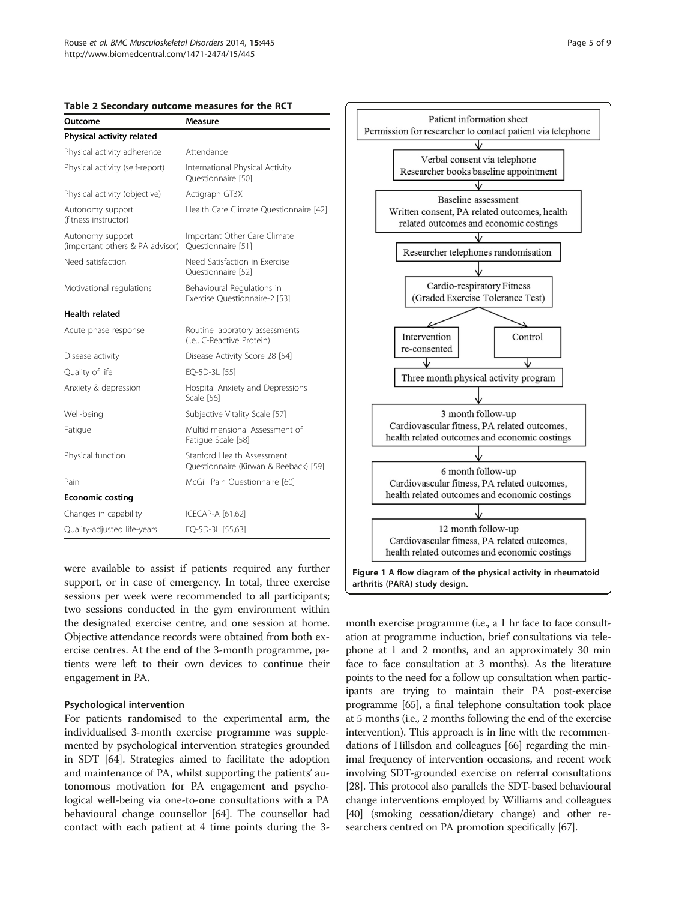**Table 2 Secondary outcome measures for the RCT**

| Outcome | Measure |
|---|---|
| **Physical activity related** | |
| Physical activity adherence | Attendance |
| Physical activity (self-report) | International Physical Activity Questionnaire [50] |
| Physical activity (objective) | Actigraph GT3X |
| Autonomy support (fitness instructor) | Health Care Climate Questionnaire [42] |
| Autonomy support (important others & PA advisor) | Important Other Care Climate Questionnaire [51] |
| Need satisfaction | Need Satisfaction in Exercise Questionnaire [52] |
| Motivational regulations | Behavioural Regulations in Exercise Questionnaire-2 [53] |
| **Health related** | |
| Acute phase response | Routine laboratory assessments (i.e., C-Reactive Protein) |
| Disease activity | Disease Activity Score 28 [54] |
| Quality of life | EQ-5D-3L [55] |
| Anxiety & depression | Hospital Anxiety and Depressions Scale [56] |
| Well-being | Subjective Vitality Scale [57] |
| Fatigue | Multidimensional Assessment of Fatigue Scale [58] |
| Physical function | Stanford Health Assessment Questionnaire (Kirwan & Reeback) [59] |
| Pain | McGill Pain Questionnaire [60] |
| **Economic costing** | |
| Changes in capability | ICECAP-A [61,62] |
| Quality-adjusted life-years | EQ-5D-3L [55,63] |

were available to assist if patients required any further support, or in case of emergency. In total, three exercise sessions per week were recommended to all participants; two sessions conducted in the gym environment within the designated exercise centre, and one session at home. Objective attendance records were obtained from both exercise centres. At the end of the 3-month programme, patients were left to their own devices to continue their engagement in PA.

### Psychological intervention

For patients randomised to the experimental arm, the individualised 3-month exercise programme was supplemented by psychological intervention strategies grounded in SDT [64]. Strategies aimed to facilitate the adoption and maintenance of PA, whilst supporting the patients' autonomous motivation for PA engagement and psychological well-being via one-to-one consultations with a PA behavioural change counsellor [64]. The counsellor had contact with each patient at 4 time points during the 3-month exercise programme (i.e., a 1 hr face to face consultation at programme induction, brief consultations via telephone at 1 and 2 months, and an approximately 30 min face to face consultation at 3 months). As the literature points to the need for a follow up consultation when participants are trying to maintain their PA post-exercise programme [65], a final telephone consultation took place at 5 months (i.e., 2 months following the end of the exercise intervention). This approach is in line with the recommendations of Hillsdon and colleagues [66] regarding the minimal frequency of intervention occasions, and recent work involving SDT-grounded exercise on referral consultations [28]. This protocol also parallels the SDT-based behavioural change interventions employed by Williams and colleagues [40] (smoking cessation/dietary change) and other researchers centred on PA promotion specifically [67].

Patient information sheet
Permission for researcher to contact patient via telephone

Verbal consent via telephone
Researcher books baseline appointment

Baseline assessment
Written consent, PA related outcomes, health related outcomes and economic costings

Researcher telephones randomisation

Cardio-respiratory Fitness
(Graded Exercise Tolerance Test)

Intervention re-consented | Control

Three month physical activity program

3 month follow-up
Cardiovascular fitness, PA related outcomes, health related outcomes and economic costings

6 month follow-up
Cardiovascular fitness, PA related outcomes, health related outcomes and economic costings

12 month follow-up
Cardiovascular fitness, PA related outcomes, health related outcomes and economic costings

**Figure 1 A flow diagram of the physical activity in rheumatoid arthritis (PARA) study design.**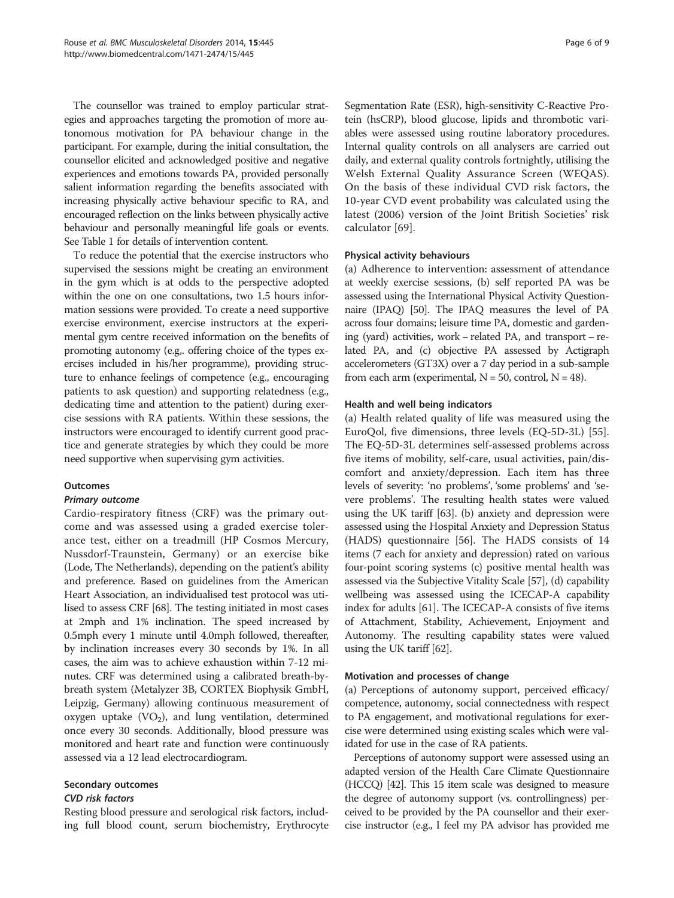The counsellor was trained to employ particular strategies and approaches targeting the promotion of more autonomous motivation for PA behaviour change in the participant. For example, during the initial consultation, the counsellor elicited and acknowledged positive and negative experiences and emotions towards PA, provided personally salient information regarding the benefits associated with increasing physically active behaviour specific to RA, and encouraged reflection on the links between physically active behaviour and personally meaningful life goals or events. See Table 1 for details of intervention content.

To reduce the potential that the exercise instructors who supervised the sessions might be creating an environment in the gym which is at odds to the perspective adopted within the one on one consultations, two 1.5 hours information sessions were provided. To create a need supportive exercise environment, exercise instructors at the experimental gym centre received information on the benefits of promoting autonomy (e.g,. offering choice of the types exercises included in his/her programme), providing structure to enhance feelings of competence (e.g., encouraging patients to ask question) and supporting relatedness (e.g., dedicating time and attention to the patient) during exercise sessions with RA patients. Within these sessions, the instructors were encouraged to identify current good practice and generate strategies by which they could be more need supportive when supervising gym activities.

### Outcomes

#### *Primary outcome*

Cardio-respiratory fitness (CRF) was the primary outcome and was assessed using a graded exercise tolerance test, either on a treadmill (HP Cosmos Mercury, Nussdorf-Traunstein, Germany) or an exercise bike (Lode, The Netherlands), depending on the patient's ability and preference. Based on guidelines from the American Heart Association, an individualised test protocol was utilised to assess CRF [68]. The testing initiated in most cases at 2mph and 1% inclination. The speed increased by 0.5mph every 1 minute until 4.0mph followed, thereafter, by inclination increases every 30 seconds by 1%. In all cases, the aim was to achieve exhaustion within 7-12 minutes. CRF was determined using a calibrated breath-by-breath system (Metalyzer 3B, CORTEX Biophysik GmbH, Leipzig, Germany) allowing continuous measurement of oxygen uptake ($VO_2$), and lung ventilation, determined once every 30 seconds. Additionally, blood pressure was monitored and heart rate and function were continuously assessed via a 12 lead electrocardiogram.

### Secondary outcomes

#### *CVD risk factors*

Resting blood pressure and serological risk factors, including full blood count, serum biochemistry, Erythrocyte Segmentation Rate (ESR), high-sensitivity C-Reactive Protein (hsCRP), blood glucose, lipids and thrombotic variables were assessed using routine laboratory procedures. Internal quality controls on all analysers are carried out daily, and external quality controls fortnightly, utilising the Welsh External Quality Assurance Screen (WEQAS). On the basis of these individual CVD risk factors, the 10-year CVD event probability was calculated using the latest (2006) version of the Joint British Societies' risk calculator [69].

#### Physical activity behaviours

(a) Adherence to intervention: assessment of attendance at weekly exercise sessions, (b) self reported PA was be assessed using the International Physical Activity Questionnaire (IPAQ) [50]. The IPAQ measures the level of PA across four domains; leisure time PA, domestic and gardening (yard) activities, work – related PA, and transport – related PA, and (c) objective PA assessed by Actigraph accelerometers (GT3X) over a 7 day period in a sub-sample from each arm (experimental, N = 50, control, N = 48).

#### Health and well being indicators

(a) Health related quality of life was measured using the EuroQol, five dimensions, three levels (EQ-5D-3L) [55]. The EQ-5D-3L determines self-assessed problems across five items of mobility, self-care, usual activities, pain/discomfort and anxiety/depression. Each item has three levels of severity: 'no problems', 'some problems' and 'severe problems'. The resulting health states were valued using the UK tariff [63]. (b) anxiety and depression were assessed using the Hospital Anxiety and Depression Status (HADS) questionnaire [56]. The HADS consists of 14 items (7 each for anxiety and depression) rated on various four-point scoring systems (c) positive mental health was assessed via the Subjective Vitality Scale [57], (d) capability wellbeing was assessed using the ICECAP-A capability index for adults [61]. The ICECAP-A consists of five items of Attachment, Stability, Achievement, Enjoyment and Autonomy. The resulting capability states were valued using the UK tariff [62].

#### Motivation and processes of change

(a) Perceptions of autonomy support, perceived efficacy/competence, autonomy, social connectedness with respect to PA engagement, and motivational regulations for exercise were determined using existing scales which were validated for use in the case of RA patients.

Perceptions of autonomy support were assessed using an adapted version of the Health Care Climate Questionnaire (HCCQ) [42]. This 15 item scale was designed to measure the degree of autonomy support (vs. controllingness) perceived to be provided by the PA counsellor and their exercise instructor (e.g., I feel my PA advisor has provided me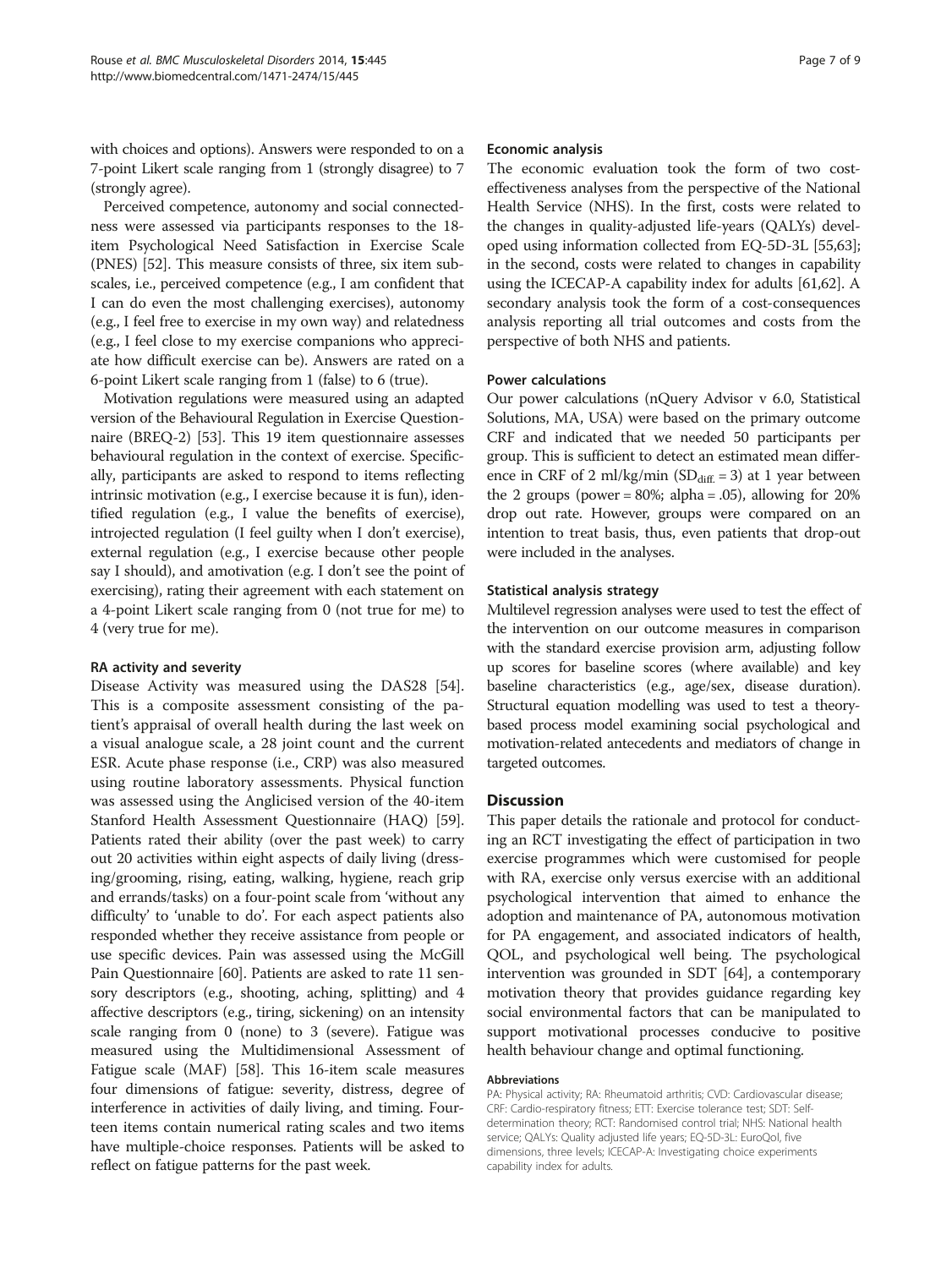with choices and options). Answers were responded to on a 7-point Likert scale ranging from 1 (strongly disagree) to 7 (strongly agree).

Perceived competence, autonomy and social connectedness were assessed via participants responses to the 18-item Psychological Need Satisfaction in Exercise Scale (PNES) [52]. This measure consists of three, six item subscales, i.e., perceived competence (e.g., I am confident that I can do even the most challenging exercises), autonomy (e.g., I feel free to exercise in my own way) and relatedness (e.g., I feel close to my exercise companions who appreciate how difficult exercise can be). Answers are rated on a 6-point Likert scale ranging from 1 (false) to 6 (true).

Motivation regulations were measured using an adapted version of the Behavioural Regulation in Exercise Questionnaire (BREQ-2) [53]. This 19 item questionnaire assesses behavioural regulation in the context of exercise. Specifically, participants are asked to respond to items reflecting intrinsic motivation (e.g., I exercise because it is fun), identified regulation (e.g., I value the benefits of exercise), introjected regulation (I feel guilty when I don't exercise), external regulation (e.g., I exercise because other people say I should), and amotivation (e.g. I don't see the point of exercising), rating their agreement with each statement on a 4-point Likert scale ranging from 0 (not true for me) to 4 (very true for me).

#### RA activity and severity

Disease Activity was measured using the DAS28 [54]. This is a composite assessment consisting of the patient's appraisal of overall health during the last week on a visual analogue scale, a 28 joint count and the current ESR. Acute phase response (i.e., CRP) was also measured using routine laboratory assessments. Physical function was assessed using the Anglicised version of the 40-item Stanford Health Assessment Questionnaire (HAQ) [59]. Patients rated their ability (over the past week) to carry out 20 activities within eight aspects of daily living (dressing/grooming, rising, eating, walking, hygiene, reach grip and errands/tasks) on a four-point scale from 'without any difficulty' to 'unable to do'. For each aspect patients also responded whether they receive assistance from people or use specific devices. Pain was assessed using the McGill Pain Questionnaire [60]. Patients are asked to rate 11 sensory descriptors (e.g., shooting, aching, splitting) and 4 affective descriptors (e.g., tiring, sickening) on an intensity scale ranging from 0 (none) to 3 (severe). Fatigue was measured using the Multidimensional Assessment of Fatigue scale (MAF) [58]. This 16-item scale measures four dimensions of fatigue: severity, distress, degree of interference in activities of daily living, and timing. Fourteen items contain numerical rating scales and two items have multiple-choice responses. Patients will be asked to reflect on fatigue patterns for the past week.

#### Economic analysis

The economic evaluation took the form of two cost-effectiveness analyses from the perspective of the National Health Service (NHS). In the first, costs were related to the changes in quality-adjusted life-years (QALYs) developed using information collected from EQ-5D-3L [55,63]; in the second, costs were related to changes in capability using the ICECAP-A capability index for adults [61,62]. A secondary analysis took the form of a cost-consequences analysis reporting all trial outcomes and costs from the perspective of both NHS and patients.

#### Power calculations

Our power calculations (nQuery Advisor v 6.0, Statistical Solutions, MA, USA) were based on the primary outcome CRF and indicated that we needed 50 participants per group. This is sufficient to detect an estimated mean difference in CRF of 2 ml/kg/min ($SD_{diff.} = 3$) at 1 year between the 2 groups (power = 80%; alpha = .05), allowing for 20% drop out rate. However, groups were compared on an intention to treat basis, thus, even patients that drop-out were included in the analyses.

#### Statistical analysis strategy

Multilevel regression analyses were used to test the effect of the intervention on our outcome measures in comparison with the standard exercise provision arm, adjusting follow up scores for baseline scores (where available) and key baseline characteristics (e.g., age/sex, disease duration). Structural equation modelling was used to test a theory-based process model examining social psychological and motivation-related antecedents and mediators of change in targeted outcomes.

## Discussion

This paper details the rationale and protocol for conducting an RCT investigating the effect of participation in two exercise programmes which were customised for people with RA, exercise only versus exercise with an additional psychological intervention that aimed to enhance the adoption and maintenance of PA, autonomous motivation for PA engagement, and associated indicators of health, QOL, and psychological well being. The psychological intervention was grounded in SDT [64], a contemporary motivation theory that provides guidance regarding key social environmental factors that can be manipulated to support motivational processes conducive to positive health behaviour change and optimal functioning.

#### Abbreviations

PA: Physical activity; RA: Rheumatoid arthritis; CVD: Cardiovascular disease; CRF: Cardio-respiratory fitness; ETT: Exercise tolerance test; SDT: Self-determination theory; RCT: Randomised control trial; NHS: National health service; QALYs: Quality adjusted life years; EQ-5D-3L: EuroQol, five dimensions, three levels; ICECAP-A: Investigating choice experiments capability index for adults.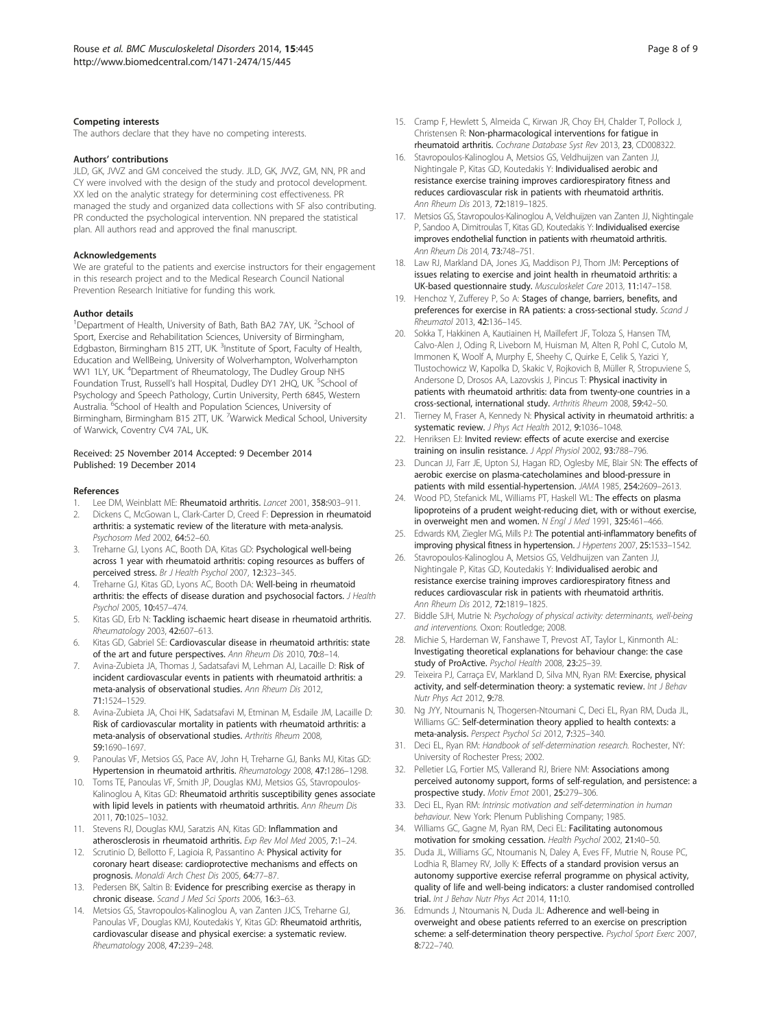### Competing interests

The authors declare that they have no competing interests.

### Authors' contributions

JLD, GK, JVVZ and GM conceived the study. JLD, GK, JVVZ, GM, NN, PR and CY were involved with the design of the study and protocol development. XX led on the analytic strategy for determining cost effectiveness. PR managed the study and organized data collections with SF also contributing. PR conducted the psychological intervention. NN prepared the statistical plan. All authors read and approved the final manuscript.

### Acknowledgements

We are grateful to the patients and exercise instructors for their engagement in this research project and to the Medical Research Council National Prevention Research Initiative for funding this work.

### Author details

[1]Department of Health, University of Bath, Bath BA2 7AY, UK. [2]School of Sport, Exercise and Rehabilitation Sciences, University of Birmingham, Edgbaston, Birmingham B15 2TT, UK. [3]Institute of Sport, Faculty of Health, Education and WellBeing, University of Wolverhampton, Wolverhampton WV1 1LY, UK. [4]Department of Rheumatology, The Dudley Group NHS Foundation Trust, Russell's hall Hospital, Dudley DY1 2HQ, UK. [5]School of Psychology and Speech Pathology, Curtin University, Perth 6845, Western Australia. [6]School of Health and Population Sciences, University of Birmingham, Birmingham B15 2TT, UK. [7]Warwick Medical School, University of Warwick, Coventry CV4 7AL, UK.

Received: 25 November 2014 Accepted: 9 December 2014
Published: 19 December 2014

### References

1. Lee DM, Weinblatt ME: **Rheumatoid arthritis.** *Lancet* 2001, **358:**903–911.
2. Dickens C, McGowan L, Clark-Carter D, Creed F: **Depression in rheumatoid arthritis: a systematic review of the literature with meta-analysis.** *Psychosom Med* 2002, **64:**52–60.
3. Treharne GJ, Lyons AC, Booth DA, Kitas GD: **Psychological well-being across 1 year with rheumatoid arthritis: coping resources as buffers of perceived stress.** *Br J Health Psychol* 2007, **12:**323–345.
4. Treharne GJ, Kitas GD, Lyons AC, Booth DA: **Well-being in rheumatoid arthritis: the effects of disease duration and psychosocial factors.** *J Health Psychol* 2005, **10:**457–474.
5. Kitas GD, Erb N: **Tackling ischaemic heart disease in rheumatoid arthritis.** *Rheumatology* 2003, **42:**607–613.
6. Kitas GD, Gabriel SE: **Cardiovascular disease in rheumatoid arthritis: state of the art and future perspectives.** *Ann Rheum Dis* 2010, **70:**8–14.
7. Avina-Zubieta JA, Thomas J, Sadatsafavi M, Lehman AJ, Lacaille D: **Risk of incident cardiovascular events in patients with rheumatoid arthritis: a meta-analysis of observational studies.** *Ann Rheum Dis* 2012, **71:**1524–1529.
8. Avina-Zubieta JA, Choi HK, Sadatsafavi M, Etminan M, Esdaile JM, Lacaille D: **Risk of cardiovascular mortality in patients with rheumatoid arthritis: a meta-analysis of observational studies.** *Arthritis Rheum* 2008, **59:**1690–1697.
9. Panoulas VF, Metsios GS, Pace AV, John H, Treharne GJ, Banks MJ, Kitas GD: **Hypertension in rheumatoid arthritis.** *Rheumatology* 2008, **47:**1286–1298.
10. Toms TE, Panoulas VF, Smith JP, Douglas KMJ, Metsios GS, Stavropoulos-Kalinoglou A, Kitas GD: **Rheumatoid arthritis susceptibility genes associate with lipid levels in patients with rheumatoid arthritis.** *Ann Rheum Dis* 2011, **70:**1025–1032.
11. Stevens RJ, Douglas KMJ, Saratzis AN, Kitas GD: **Inflammation and atherosclerosis in rheumatoid arthritis.** *Exp Rev Mol Med* 2005, **7:**1–24.
12. Scrutinio D, Bellotto F, Lagioia R, Passantino A: **Physical activity for coronary heart disease: cardioprotective mechanisms and effects on prognosis.** *Monaldi Arch Chest Dis* 2005, **64:**77–87.
13. Pedersen BK, Saltin B: **Evidence for prescribing exercise as therapy in chronic disease.** *Scand J Med Sci Sports* 2006, **16:**3–63.
14. Metsios GS, Stavropoulos-Kalinoglou A, van Zanten JJCS, Treharne GJ, Panoulas VF, Douglas KMJ, Koutedakis Y, Kitas GD: **Rheumatoid arthritis, cardiovascular disease and physical exercise: a systematic review.** *Rheumatology* 2008, **47:**239–248.
15. Cramp F, Hewlett S, Almeida C, Kirwan JR, Choy EH, Chalder T, Pollock J, Christensen R: **Non-pharmacological interventions for fatigue in rheumatoid arthritis.** *Cochrane Database Syst Rev* 2013, **23**, CD008322.
16. Stavropoulos-Kalinoglou A, Metsios GS, Veldhuijzen van Zanten JJ, Nightingale P, Kitas GD, Koutedakis Y: **Individualised aerobic and resistance exercise training improves cardiorespiratory fitness and reduces cardiovascular risk in patients with rheumatoid arthritis.** *Ann Rheum Dis* 2013, **72:**1819–1825.
17. Metsios GS, Stavropoulos-Kalinoglou A, Veldhuijzen van Zanten JJ, Nightingale P, Sandoo A, Dimitroulas T, Kitas GD, Koutedakis Y: **Individualised exercise improves endothelial function in patients with rheumatoid arthritis.** *Ann Rheum Dis* 2014, **73:**748–751.
18. Law RJ, Markland DA, Jones JG, Maddison PJ, Thom JM: **Perceptions of issues relating to exercise and joint health in rheumatoid arthritis: a UK-based questionnaire study.** *Musculoskelet Care* 2013, **11:**147–158.
19. Henchoz Y, Zufferey P, So A: **Stages of change, barriers, benefits, and preferences for exercise in RA patients: a cross-sectional study.** *Scand J Rheumatol* 2013, **42:**136–145.
20. Sokka T, Hakkinen A, Kautiainen H, Maillefert JF, Toloza S, Hansen TM, Calvo-Alen J, Oding R, Liveborn M, Huisman M, Alten R, Pohl C, Cutolo M, Immonen K, Woolf A, Murphy E, Sheehy C, Quirke E, Celik S, Yazici Y, Tlustochowicz W, Kapolka D, Skakic V, Rojkovich B, Müller R, Stropuviene S, Andersone D, Drosos AA, Lazovskis J, Pincus T: **Physical inactivity in patients with rheumatoid arthritis: data from twenty-one countries in a cross-sectional, international study.** *Arthritis Rheum* 2008, **59:**42–50.
21. Tierney M, Fraser A, Kennedy N: **Physical activity in rheumatoid arthritis: a systematic review.** *J Phys Act Health* 2012, **9:**1036–1048.
22. Henriksen EJ: **Invited review: effects of acute exercise and exercise training on insulin resistance.** *J Appl Physiol* 2002, **93:**788–796.
23. Duncan JJ, Farr JE, Upton SJ, Hagan RD, Oglesby ME, Blair SN: **The effects of aerobic exercise on plasma-catecholamines and blood-pressure in patients with mild essential-hypertension.** *JAMA* 1985, **254:**2609–2613.
24. Wood PD, Stefanick ML, Williams PT, Haskell WL: **The effects on plasma lipoproteins of a prudent weight-reducing diet, with or without exercise, in overweight men and women.** *N Engl J Med* 1991, **325:**461–466.
25. Edwards KM, Ziegler MG, Mills PJ: **The potential anti-inflammatory benefits of improving physical fitness in hypertension.** *J Hypertens* 2007, **25:**1533–1542.
26. Stavropoulos-Kalinoglou A, Metsios GS, Veldhuijzen van Zanten JJ, Nightingale P, Kitas GD, Koutedakis Y: **Individualised aerobic and resistance exercise training improves cardiorespiratory fitness and reduces cardiovascular risk in patients with rheumatoid arthritis.** *Ann Rheum Dis* 2012, **72:**1819–1825.
27. Biddle SJH, Mutrie N: *Psychology of physical activity: determinants, well-being and interventions.* Oxon: Routledge; 2008.
28. Michie S, Hardeman W, Fanshawe T, Prevost AT, Taylor L, Kinmonth AL: **Investigating theoretical explanations for behaviour change: the case study of ProActive.** *Psychol Health* 2008, **23:**25–39.
29. Teixeira PJ, Carraça EV, Markland D, Silva MN, Ryan RM: **Exercise, physical activity, and self-determination theory: a systematic review.** *Int J Behav Nutr Phys Act* 2012, **9:**78.
30. Ng JYY, Ntoumanis N, Thogersen-Ntoumani C, Deci EL, Ryan RM, Duda JL, Williams GC: **Self-determination theory applied to health contexts: a meta-analysis.** *Perspect Psychol Sci* 2012, **7:**325–340.
31. Deci EL, Ryan RM: *Handbook of self-determination research.* Rochester, NY: University of Rochester Press; 2002.
32. Pelletier LG, Fortier MS, Vallerand RJ, Briere NM: **Associations among perceived autonomy support, forms of self-regulation, and persistence: a prospective study.** *Motiv Emot* 2001, **25:**279–306.
33. Deci EL, Ryan RM: *Intrinsic motivation and self-determination in human behaviour.* New York: Plenum Publishing Company; 1985.
34. Williams GC, Gagne M, Ryan RM, Deci EL: **Facilitating autonomous motivation for smoking cessation.** *Health Psychol* 2002, **21:**40–50.
35. Duda JL, Williams GC, Ntoumanis N, Daley A, Eves FF, Mutrie N, Rouse PC, Lodhia R, Blamey RV, Jolly K: **Effects of a standard provision versus an autonomy supportive exercise referral programme on physical activity, quality of life and well-being indicators: a cluster randomised controlled trial.** *Int J Behav Nutr Phys Act* 2014, **11:**10.
36. Edmunds J, Ntoumanis N, Duda JL: **Adherence and well-being in overweight and obese patients referred to an exercise on prescription scheme: a self-determination theory perspective.** *Psychol Sport Exerc* 2007, **8:**722–740.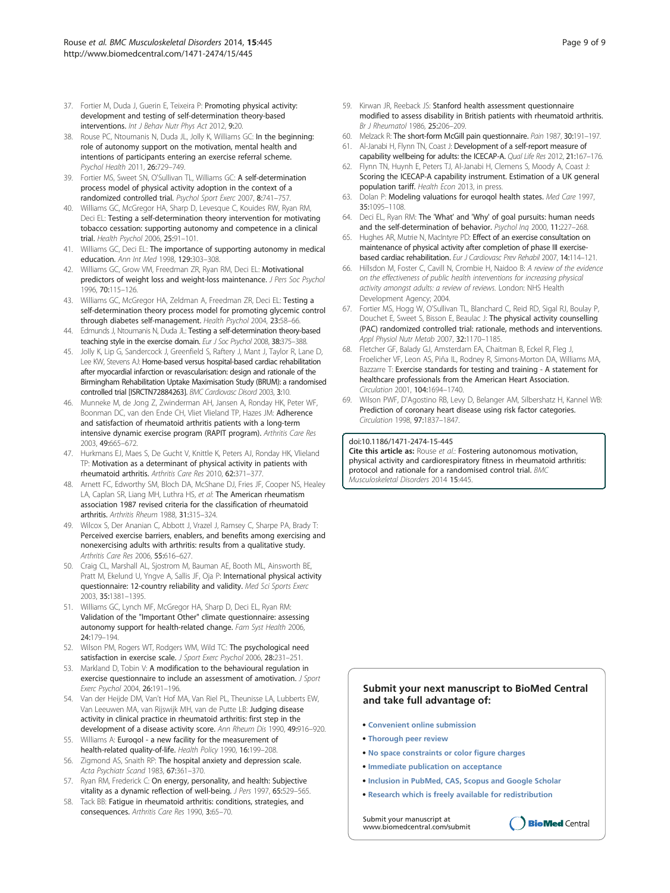37. Fortier M, Duda J, Guerin E, Teixeira P: **Promoting physical activity: development and testing of self-determination theory-based interventions.** *Int J Behav Nutr Phys Act* 2012, **9**:20.
38. Rouse PC, Ntoumanis N, Duda JL, Jolly K, Williams GC: **In the beginning: role of autonomy support on the motivation, mental health and intentions of participants entering an exercise referral scheme.** *Psychol Health* 2011, **26**:729–749.
39. Fortier MS, Sweet SN, O'Sullivan TL, Williams GC: **A self-determination process model of physical activity adoption in the context of a randomized controlled trial.** *Psychol Sport Exerc* 2007, **8**:741–757.
40. Williams GC, McGregor HA, Sharp D, Levesque C, Kouides RW, Ryan RM, Deci EL: **Testing a self-determination theory intervention for motivating tobacco cessation: supporting autonomy and competence in a clinical trial.** *Health Psychol* 2006, **25**:91–101.
41. Williams GC, Deci EL: **The importance of supporting autonomy in medical education.** *Ann Int Med* 1998, **129**:303–308.
42. Williams GC, Grow VM, Freedman ZR, Ryan RM, Deci EL: **Motivational predictors of weight loss and weight-loss maintenance.** *J Pers Soc Psychol* 1996, **70**:115–126.
43. Williams GC, McGregor HA, Zeldman A, Freedman ZR, Deci EL: **Testing a self-determination theory process model for promoting glycemic control through diabetes self-management.** *Health Psychol* 2004, **23**:58–66.
44. Edmunds J, Ntoumanis N, Duda JL: **Testing a self-determination theory-based teaching style in the exercise domain.** *Eur J Soc Psychol* 2008, **38**:375–388.
45. Jolly K, Lip G, Sandercock J, Greenfield S, Raftery J, Mant J, Taylor R, Lane D, Lee KW, Stevens AJ: **Home-based versus hospital-based cardiac rehabilitation after myocardial infarction or revascularisation: design and rationale of the Birmingham Rehabilitation Uptake Maximisation Study (BRUM): a randomised controlled trial [ISRCTN72884263].** *BMC Cardiovasc Disord* 2003, **3**:10.
46. Munneke M, de Jong Z, Zwinderman AH, Jansen A, Ronday HK, Peter WF, Boonman DC, van den Ende CH, Vliet Vlieland TP, Hazes JM: **Adherence and satisfaction of rheumatoid arthritis patients with a long-term intensive dynamic exercise program (RAPIT program).** *Arthritis Care Res* 2003, **49**:665–672.
47. Hurkmans EJ, Maes S, De Gucht V, Knittle K, Peters AJ, Ronday HK, Vlieland TP: **Motivation as a determinant of physical activity in patients with rheumatoid arthritis.** *Arthritis Care Res* 2010, **62**:371–377.
48. Arnett FC, Edworthy SM, Bloch DA, McShane DJ, Fries JF, Cooper NS, Healey LA, Caplan SR, Liang MH, Luthra HS, *et al*: **The American rheumatism association 1987 revised criteria for the classification of rheumatoid arthritis.** *Arthritis Rheum* 1988, **31**:315–324.
49. Wilcox S, Der Ananian C, Abbott J, Vrazel J, Ramsey C, Sharpe PA, Brady T: **Perceived exercise barriers, enablers, and benefits among exercising and nonexercising adults with arthritis: results from a qualitative study.** *Arthritis Care Res* 2006, **55**:616–627.
50. Craig CL, Marshall AL, Sjostrom M, Bauman AE, Booth ML, Ainsworth BE, Pratt M, Ekelund U, Yngve A, Sallis JF, Oja P: **International physical activity questionnaire: 12-country reliability and validity.** *Med Sci Sports Exerc* 2003, **35**:1381–1395.
51. Williams GC, Lynch MF, McGregor HA, Sharp D, Deci EL, Ryan RM: **Validation of the "Important Other" climate questionnaire: assessing autonomy support for health-related change.** *Fam Syst Health* 2006, **24**:179–194.
52. Wilson PM, Rogers WT, Rodgers WM, Wild TC: **The psychological need satisfaction in exercise scale.** *J Sport Exerc Psychol* 2006, **28**:231–251.
53. Markland D, Tobin V: **A modification to the behavioural regulation in exercise questionnaire to include an assessment of amotivation.** *J Sport Exerc Psychol* 2004, **26**:191–196.
54. Van der Heijde DM, Van't Hof MA, Van Riel PL, Theunisse LA, Lubberts EW, Van Leeuwen MA, van Rijswijk MH, van de Putte LB: **Judging disease activity in clinical practice in rheumatoid arthritis: first step in the development of a disease activity score.** *Ann Rheum Dis* 1990, **49**:916–920.
55. Williams A: **Euroqol - a new facility for the measurement of health-related quality-of-life.** *Health Policy* 1990, **16**:199–208.
56. Zigmond AS, Snaith RP: **The hospital anxiety and depression scale.** *Acta Psychiatr Scand* 1983, **67**:361–370.
57. Ryan RM, Frederick C: **On energy, personality, and health: Subjective vitality as a dynamic reflection of well-being.** *J Pers* 1997, **65**:529–565.
58. Tack BB: **Fatigue in rheumatoid arthritis: conditions, strategies, and consequences.** *Arthritis Care Res* 1990, **3**:65–70.
59. Kirwan JR, Reeback JS: **Stanford health assessment questionnaire modified to assess disability in British patients with rheumatoid arthritis.** *Br J Rheumatol* 1986, **25**:206–209.
60. Melzack R: **The short-form McGill pain questionnaire.** *Pain* 1987, **30**:191–197.
61. Al-Janabi H, Flynn TN, Coast J: **Development of a self-report measure of capability wellbeing for adults: the ICECAP-A.** *Qual Life Res* 2012, **21**:167–176.
62. Flynn TN, Huynh E, Peters TJ, Al-Janabi H, Clemens S, Moody A, Coast J: **Scoring the ICECAP-A capability instrument. Estimation of a UK general population tariff.** *Health Econ* 2013, in press.
63. Dolan P: **Modeling valuations for euroqol health states.** *Med Care* 1997, **35**:1095–1108.
64. Deci EL, Ryan RM: **The 'What' and 'Why' of goal pursuits: human needs and the self-determination of behavior.** *Psychol Inq* 2000, **11**:227–268.
65. Hughes AR, Mutrie N, MacIntyre PD: **Effect of an exercise consultation on maintenance of physical activity after completion of phase III exercise-based cardiac rehabilitation.** *Eur J Cardiovasc Prev Rehabil* 2007, **14**:114–121.
66. Hillsdon M, Foster C, Cavill N, Crombie H, Naidoo B: *A review of the evidence on the effectiveness of public health interventions for increasing physical activity amongst adults: a review of reviews.* London: NHS Health Development Agency; 2004.
67. Fortier MS, Hogg W, O'Sullivan TL, Blanchard C, Reid RD, Sigal RJ, Boulay P, Douchet E, Sweet S, Bisson E, Beaulac J: **The physical activity counselling (PAC) randomized controlled trial: rationale, methods and interventions.** *Appl Physiol Nutr Metab* 2007, **32**:1170–1185.
68. Fletcher GF, Balady GJ, Amsterdam EA, Chaitman B, Eckel R, Fleg J, Froelicher VF, Leon AS, Piña IL, Rodney R, Simons-Morton DA, Williams MA, Bazzarre T: **Exercise standards for testing and training - A statement for healthcare professionals from the American Heart Association.** *Circulation* 2001, **104**:1694–1740.
69. Wilson PWF, D'Agostino RB, Levy D, Belanger AM, Silbershatz H, Kannel WB: **Prediction of coronary heart disease using risk factor categories.** *Circulation* 1998, **97**:1837–1847.

doi:10.1186/1471-2474-15-445

**Cite this article as:** Rouse *et al.*: Fostering autonomous motivation, physical activity and cardiorespiratory fitness in rheumatoid arthritis: protocol and rationale for a randomised control trial. *BMC Musculoskeletal Disorders* 2014 **15**:445.

**Submit your next manuscript to BioMed Central and take full advantage of:**

- **Convenient online submission**
- **Thorough peer review**
- **No space constraints or color figure charges**
- **Immediate publication on acceptance**
- **Inclusion in PubMed, CAS, Scopus and Google Scholar**
- **Research which is freely available for redistribution**

Submit your manuscript at www.biomedcentral.com/submit